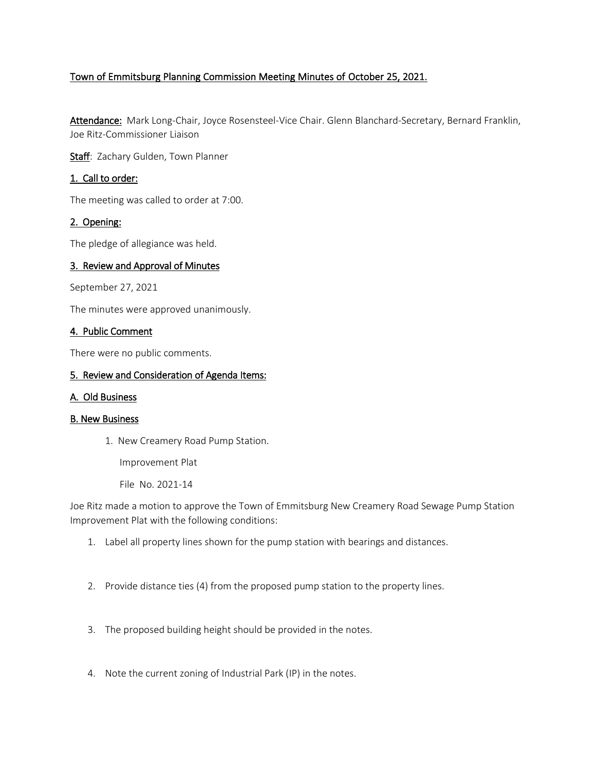# Town of Emmitsburg Planning Commission Meeting Minutes of October 25, 2021.

**Attendance:** Mark Long-Chair, Joyce Rosensteel-Vice Chair. Glenn Blanchard-Secretary, Bernard Franklin, Joe Ritz-Commissioner Liaison

**Staff**: Zachary Gulden, Town Planner

## 1. Call to order:

The meeting was called to order at 7:00.

## 2. Opening:

The pledge of allegiance was held.

## 3. Review and Approval of Minutes

September 27, 2021

The minutes were approved unanimously.

## 4. Public Comment

There were no public comments.

## 5. Review and Consideration of Agenda Items:

### A. Old Business

### B. New Business

1. New Creamery Road Pump Station.

   Improvement Plat

   File No. 2021-14

Joe Ritz made a motion to approve the Town of Emmitsburg New Creamery Road Sewage Pump Station Improvement Plat with the following conditions:

1. Label all property lines shown for the pump station with bearings and distances.
2. Provide distance ties (4) from the proposed pump station to the property lines.
3. The proposed building height should be provided in the notes.
4. Note the current zoning of Industrial Park (IP) in the notes.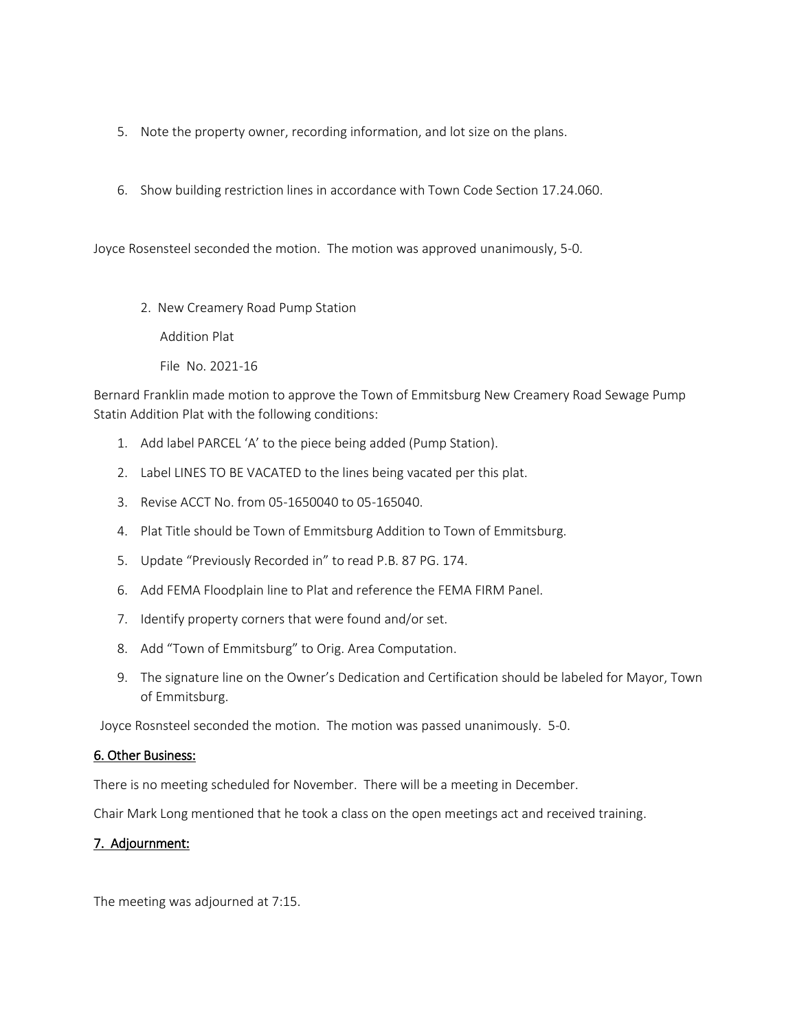5. Note the property owner, recording information, and lot size on the plans.

6. Show building restriction lines in accordance with Town Code Section 17.24.060.

Joyce Rosensteel seconded the motion. The motion was approved unanimously, 5-0.

2. New Creamery Road Pump Station

   Addition Plat

   File No. 2021-16

Bernard Franklin made motion to approve the Town of Emmitsburg New Creamery Road Sewage Pump Statin Addition Plat with the following conditions:

1. Add label PARCEL 'A' to the piece being added (Pump Station).
2. Label LINES TO BE VACATED to the lines being vacated per this plat.
3. Revise ACCT No. from 05-1650040 to 05-165040.
4. Plat Title should be Town of Emmitsburg Addition to Town of Emmitsburg.
5. Update "Previously Recorded in" to read P.B. 87 PG. 174.
6. Add FEMA Floodplain line to Plat and reference the FEMA FIRM Panel.
7. Identify property corners that were found and/or set.
8. Add "Town of Emmitsburg" to Orig. Area Computation.
9. The signature line on the Owner's Dedication and Certification should be labeled for Mayor, Town of Emmitsburg.

Joyce Rosnsteel seconded the motion. The motion was passed unanimously. 5-0.

## 6. Other Business:

There is no meeting scheduled for November. There will be a meeting in December.

Chair Mark Long mentioned that he took a class on the open meetings act and received training.

## 7. Adjournment:

The meeting was adjourned at 7:15.